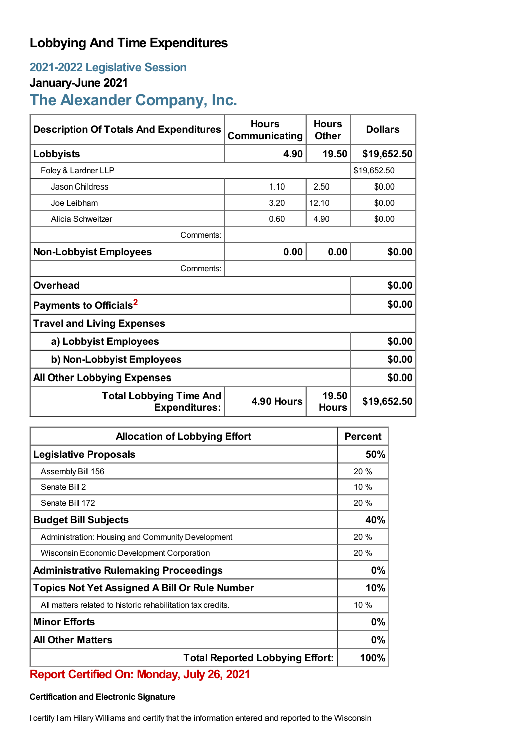# Lobbying And Time Expenditures

## 2021-2022 Legislative Session

### January-June 2021

## The Alexander Company, Inc.

| Description Of Totals And Expenditures | Hours Communicating | Hours Other | Dollars |
|---|---|---|---|
| **Lobbyists** | **4.90** | **19.50** | **$19,652.50** |
| Foley & Lardner LLP | | | $19,652.50 |
| Jason Childress | 1.10 | 2.50 | $0.00 |
| Joe Leibham | 3.20 | 12.10 | $0.00 |
| Alicia Schweitzer | 0.60 | 4.90 | $0.00 |
| Comments: | | | |
| **Non-Lobbyist Employees** | **0.00** | **0.00** | **$0.00** |
| Comments: | | | |
| **Overhead** | | | **$0.00** |
| **Payments to Officials**[2] | | | **$0.00** |
| **Travel and Living Expenses** | | | |
| **a) Lobbyist Employees** | | | **$0.00** |
| **b) Non-Lobbyist Employees** | | | **$0.00** |
| **All Other Lobbying Expenses** | | | **$0.00** |
| **Total Lobbying Time And Expenditures:** | **4.90 Hours** | **19.50 Hours** | **$19,652.50** |

| Allocation of Lobbying Effort | Percent |
|---|---|
| **Legislative Proposals** | **50%** |
| Assembly Bill 156 | 20 % |
| Senate Bill 2 | 10 % |
| Senate Bill 172 | 20 % |
| **Budget Bill Subjects** | **40%** |
| Administration: Housing and Community Development | 20 % |
| Wisconsin Economic Development Corporation | 20 % |
| **Administrative Rulemaking Proceedings** | **0%** |
| **Topics Not Yet Assigned A Bill Or Rule Number** | **10%** |
| All matters related to historic rehabilitation tax credits. | 10 % |
| **Minor Efforts** | **0%** |
| **All Other Matters** | **0%** |
| **Total Reported Lobbying Effort:** | **100%** |

**Report Certified On: Monday, July 26, 2021**

**Certification and Electronic Signature**

I certify I am Hilary Williams and certify that the information entered and reported to the Wisconsin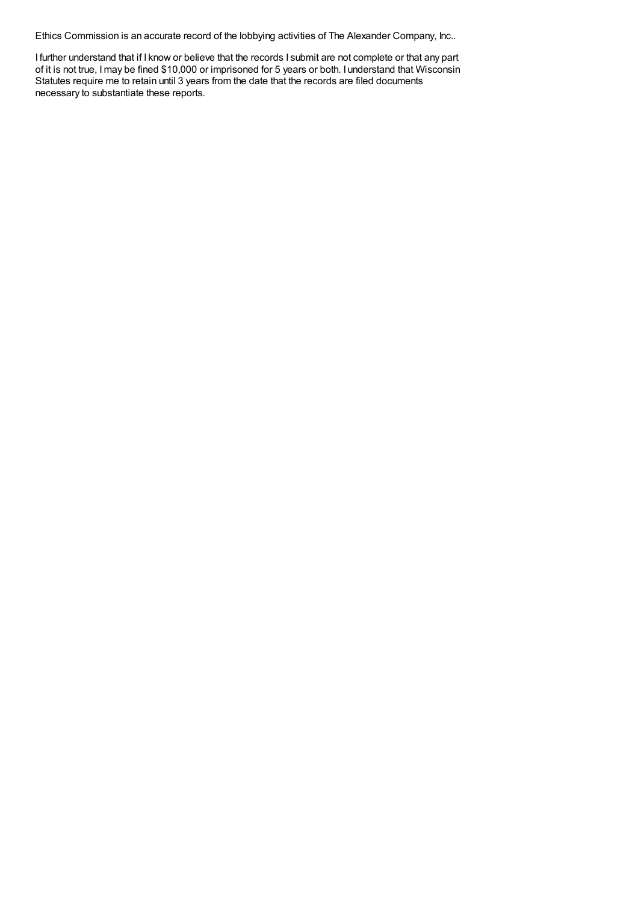Ethics Commission is an accurate record of the lobbying activities of The Alexander Company, Inc..

I further understand that if I know or believe that the records I submit are not complete or that any part of it is not true, I may be fined $10,000 or imprisoned for 5 years or both. I understand that Wisconsin Statutes require me to retain until 3 years from the date that the records are filed documents necessary to substantiate these reports.